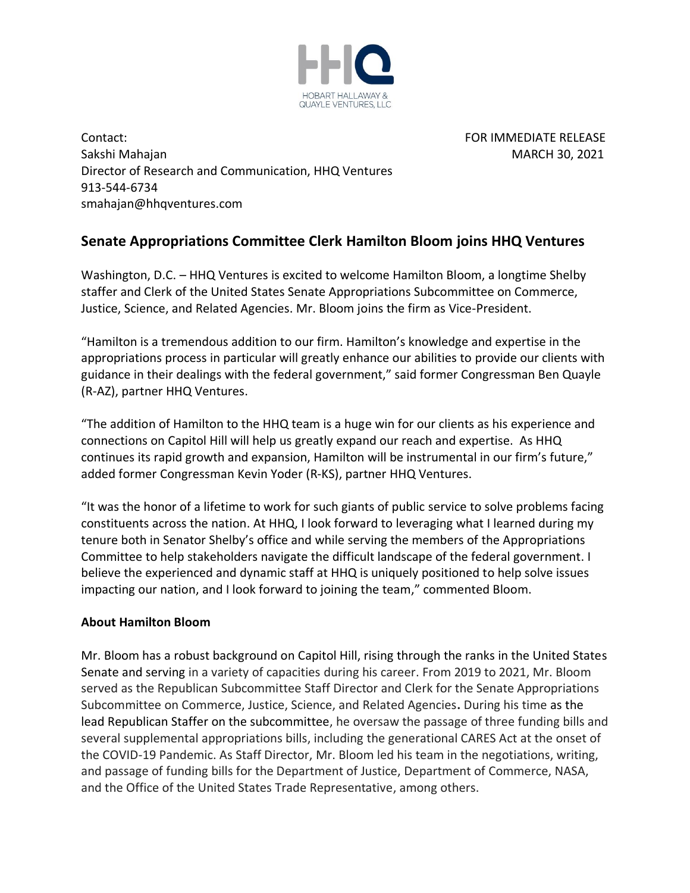HOBART HALLAWAY & QUAYLE VENTURES, LLC

Contact:
Sakshi Mahajan
Director of Research and Communication, HHQ Ventures
913-544-6734
smahajan@hhqventures.com

FOR IMMEDIATE RELEASE
MARCH 30, 2021

## Senate Appropriations Committee Clerk Hamilton Bloom joins HHQ Ventures

Washington, D.C. – HHQ Ventures is excited to welcome Hamilton Bloom, a longtime Shelby staffer and Clerk of the United States Senate Appropriations Subcommittee on Commerce, Justice, Science, and Related Agencies. Mr. Bloom joins the firm as Vice-President.

"Hamilton is a tremendous addition to our firm. Hamilton's knowledge and expertise in the appropriations process in particular will greatly enhance our abilities to provide our clients with guidance in their dealings with the federal government," said former Congressman Ben Quayle (R-AZ), partner HHQ Ventures.

"The addition of Hamilton to the HHQ team is a huge win for our clients as his experience and connections on Capitol Hill will help us greatly expand our reach and expertise. As HHQ continues its rapid growth and expansion, Hamilton will be instrumental in our firm's future," added former Congressman Kevin Yoder (R-KS), partner HHQ Ventures.

"It was the honor of a lifetime to work for such giants of public service to solve problems facing constituents across the nation. At HHQ, I look forward to leveraging what I learned during my tenure both in Senator Shelby's office and while serving the members of the Appropriations Committee to help stakeholders navigate the difficult landscape of the federal government. I believe the experienced and dynamic staff at HHQ is uniquely positioned to help solve issues impacting our nation, and I look forward to joining the team," commented Bloom.

### About Hamilton Bloom

Mr. Bloom has a robust background on Capitol Hill, rising through the ranks in the United States Senate and serving in a variety of capacities during his career. From 2019 to 2021, Mr. Bloom served as the Republican Subcommittee Staff Director and Clerk for the Senate Appropriations Subcommittee on Commerce, Justice, Science, and Related Agencies. During his time as the lead Republican Staffer on the subcommittee, he oversaw the passage of three funding bills and several supplemental appropriations bills, including the generational CARES Act at the onset of the COVID-19 Pandemic. As Staff Director, Mr. Bloom led his team in the negotiations, writing, and passage of funding bills for the Department of Justice, Department of Commerce, NASA, and the Office of the United States Trade Representative, among others.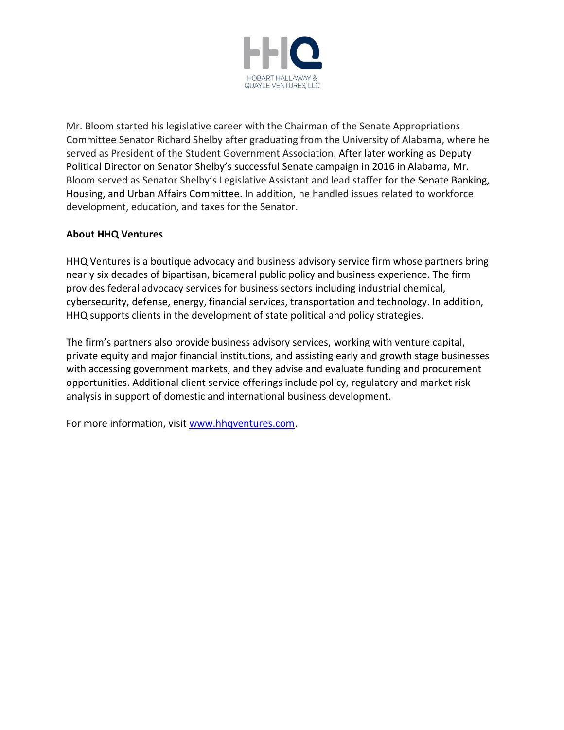Mr. Bloom started his legislative career with the Chairman of the Senate Appropriations Committee Senator Richard Shelby after graduating from the University of Alabama, where he served as President of the Student Government Association. After later working as Deputy Political Director on Senator Shelby's successful Senate campaign in 2016 in Alabama, Mr. Bloom served as Senator Shelby's Legislative Assistant and lead staffer for the Senate Banking, Housing, and Urban Affairs Committee. In addition, he handled issues related to workforce development, education, and taxes for the Senator.

**About HHQ Ventures**

HHQ Ventures is a boutique advocacy and business advisory service firm whose partners bring nearly six decades of bipartisan, bicameral public policy and business experience. The firm provides federal advocacy services for business sectors including industrial chemical, cybersecurity, defense, energy, financial services, transportation and technology. In addition, HHQ supports clients in the development of state political and policy strategies.

The firm's partners also provide business advisory services, working with venture capital, private equity and major financial institutions, and assisting early and growth stage businesses with accessing government markets, and they advise and evaluate funding and procurement opportunities. Additional client service offerings include policy, regulatory and market risk analysis in support of domestic and international business development.

For more information, visit [www.hhqventures.com](http://www.hhqventures.com).